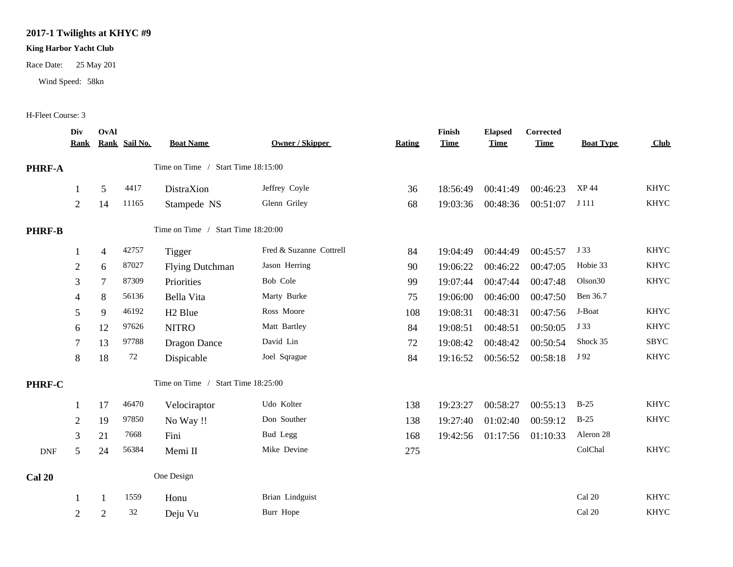# 2017-1 Twilights at KHYC #9

**King Harbor Yacht Club**

Race Date: 25 May 201

Wind Speed: 58kn

H-Fleet Course: 3

| | Div Rank | OvAl Rank | Sail No. | Boat Name | Owner / Skipper | Rating | Finish Time | Elapsed Time | Corrected Time | Boat Type | Club |
|---|---|---|---|---|---|---|---|---|---|---|---|
| **PHRF-A** | | | | Time on Time / Start Time 18:15:00 | | | | | | | |
| | 1 | 5 | 4417 | DistraXion | Jeffrey Coyle | 36 | 18:56:49 | 00:41:49 | 00:46:23 | XP 44 | KHYC |
| | 2 | 14 | 11165 | Stampede NS | Glenn Griley | 68 | 19:03:36 | 00:48:36 | 00:51:07 | J 111 | KHYC |
| **PHRF-B** | | | | Time on Time / Start Time 18:20:00 | | | | | | | |
| | 1 | 4 | 42757 | Tigger | Fred & Suzanne Cottrell | 84 | 19:04:49 | 00:44:49 | 00:45:57 | J 33 | KHYC |
| | 2 | 6 | 87027 | Flying Dutchman | Jason Herring | 90 | 19:06:22 | 00:46:22 | 00:47:05 | Hobie 33 | KHYC |
| | 3 | 7 | 87309 | Priorities | Bob Cole | 99 | 19:07:44 | 00:47:44 | 00:47:48 | Olson30 | KHYC |
| | 4 | 8 | 56136 | Bella Vita | Marty Burke | 75 | 19:06:00 | 00:46:00 | 00:47:50 | Ben 36.7 | |
| | 5 | 9 | 46192 | H2 Blue | Ross Moore | 108 | 19:08:31 | 00:48:31 | 00:47:56 | J-Boat | KHYC |
| | 6 | 12 | 97626 | NITRO | Matt Bartley | 84 | 19:08:51 | 00:48:51 | 00:50:05 | J 33 | KHYC |
| | 7 | 13 | 97788 | Dragon Dance | David Lin | 72 | 19:08:42 | 00:48:42 | 00:50:54 | Shock 35 | SBYC |
| | 8 | 18 | 72 | Dispicable | Joel Sqrague | 84 | 19:16:52 | 00:56:52 | 00:58:18 | J 92 | KHYC |
| **PHRF-C** | | | | Time on Time / Start Time 18:25:00 | | | | | | | |
| | 1 | 17 | 46470 | Velociraptor | Udo Kolter | 138 | 19:23:27 | 00:58:27 | 00:55:13 | B-25 | KHYC |
| | 2 | 19 | 97850 | No Way !! | Don Souther | 138 | 19:27:40 | 01:02:40 | 00:59:12 | B-25 | KHYC |
| | 3 | 21 | 7668 | Fini | Bud Legg | 168 | 19:42:56 | 01:17:56 | 01:10:33 | Aleron 28 | |
| DNF | 5 | 24 | 56384 | Memi II | Mike Devine | 275 | | | | ColChal | KHYC |
| **Cal 20** | | | | One Design | | | | | | | |
| | 1 | 1 | 1559 | Honu | Brian Lindguist | | | | | Cal 20 | KHYC |
| | 2 | 2 | 32 | Deju Vu | Burr Hope | | | | | Cal 20 | KHYC |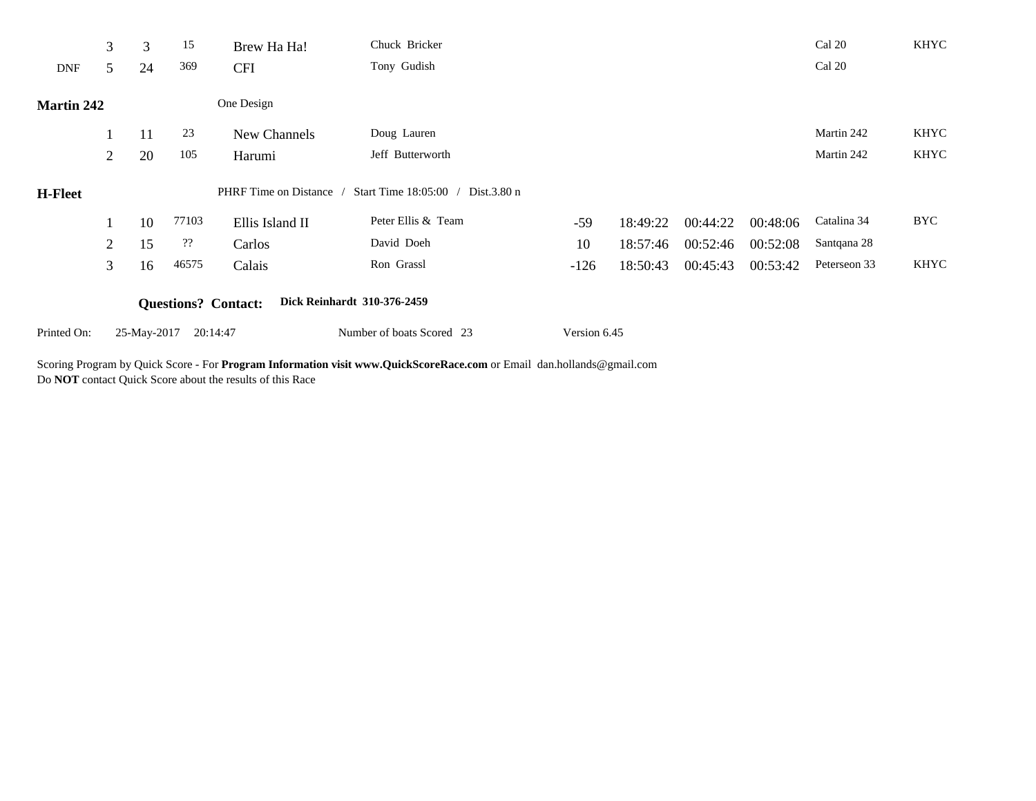| | | | | | | | | | | | |
|---|---|---|---|---|---|---|---|---|---|---|---|
| | 3 | 3 | 15 | Brew Ha Ha! | Chuck Bricker | | | | | Cal 20 | KHYC |
| DNF | 5 | 24 | 369 | CFI | Tony Gudish | | | | | Cal 20 | |

**Martin 242** One Design

| | | | | | | | | | | | |
|---|---|---|---|---|---|---|---|---|---|---|---|
| | 1 | 11 | 23 | New Channels | Doug Lauren | | | | | Martin 242 | KHYC |
| | 2 | 20 | 105 | Harumi | Jeff Butterworth | | | | | Martin 242 | KHYC |

**H-Fleet** PHRF Time on Distance / Start Time 18:05:00 / Dist.3.80 n

| | | | | | | | | | | | |
|---|---|---|---|---|---|---|---|---|---|---|---|
| | 1 | 10 | 77103 | Ellis Island II | Peter Ellis & Team | -59 | 18:49:22 | 00:44:22 | 00:48:06 | Catalina 34 | BYC |
| | 2 | 15 | ?? | Carlos | David Doeh | 10 | 18:57:46 | 00:52:46 | 00:52:08 | Santqana 28 | |
| | 3 | 16 | 46575 | Calais | Ron Grassl | -126 | 18:50:43 | 00:45:43 | 00:53:42 | Peterseon 33 | KHYC |

**Questions? Contact:** **Dick Reinhardt 310-376-2459**

Printed On: 25-May-2017 20:14:47 Number of boats Scored 23 Version 6.45

Scoring Program by Quick Score - For **Program Information visit www.QuickScoreRace.com** or Email dan.hollands@gmail.com
Do **NOT** contact Quick Score about the results of this Race